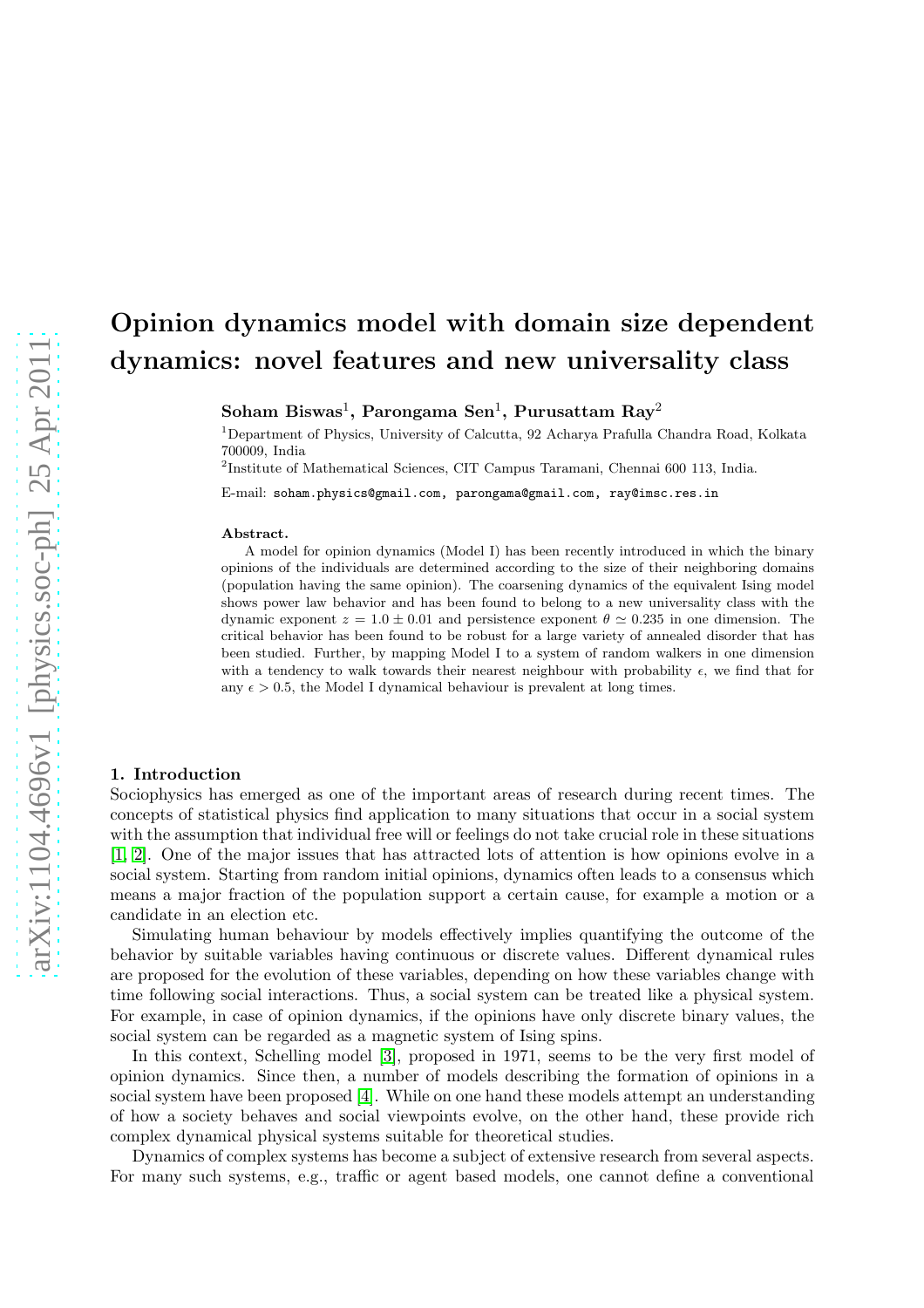# Opinion dynamics model with domain size dependent dynamics: novel features and new universality class

**Soham Biswas**[1], **Parongama Sen**[1], **Purusattam Ray**[2]

[1]Department of Physics, University of Calcutta, 92 Acharya Prafulla Chandra Road, Kolkata 700009, India

[2]Institute of Mathematical Sciences, CIT Campus Taramani, Chennai 600 113, India.

E-mail: soham.physics@gmail.com, parongama@gmail.com, ray@imsc.res.in

**Abstract.** A model for opinion dynamics (Model I) has been recently introduced in which the binary opinions of the individuals are determined according to the size of their neighboring domains (population having the same opinion). The coarsening dynamics of the equivalent Ising model shows power law behavior and has been found to belong to a new universality class with the dynamic exponent $z = 1.0 \pm 0.01$ and persistence exponent $\theta \simeq 0.235$ in one dimension. The critical behavior has been found to be robust for a large variety of annealed disorder that has been studied. Further, by mapping Model I to a system of random walkers in one dimension with a tendency to walk towards their nearest neighbour with probability $\epsilon$, we find that for any $\epsilon > 0.5$, the Model I dynamical behaviour is prevalent at long times.

## 1. Introduction

Sociophysics has emerged as one of the important areas of research during recent times. The concepts of statistical physics find application to many situations that occur in a social system with the assumption that individual free will or feelings do not take crucial role in these situations [1, 2]. One of the major issues that has attracted lots of attention is how opinions evolve in a social system. Starting from random initial opinions, dynamics often leads to a consensus which means a major fraction of the population support a certain cause, for example a motion or a candidate in an election etc.

Simulating human behaviour by models effectively implies quantifying the outcome of the behavior by suitable variables having continuous or discrete values. Different dynamical rules are proposed for the evolution of these variables, depending on how these variables change with time following social interactions. Thus, a social system can be treated like a physical system. For example, in case of opinion dynamics, if the opinions have only discrete binary values, the social system can be regarded as a magnetic system of Ising spins.

In this context, Schelling model [3], proposed in 1971, seems to be the very first model of opinion dynamics. Since then, a number of models describing the formation of opinions in a social system have been proposed [4]. While on one hand these models attempt an understanding of how a society behaves and social viewpoints evolve, on the other hand, these provide rich complex dynamical physical systems suitable for theoretical studies.

Dynamics of complex systems has become a subject of extensive research from several aspects. For many such systems, e.g., traffic or agent based models, one cannot define a conventional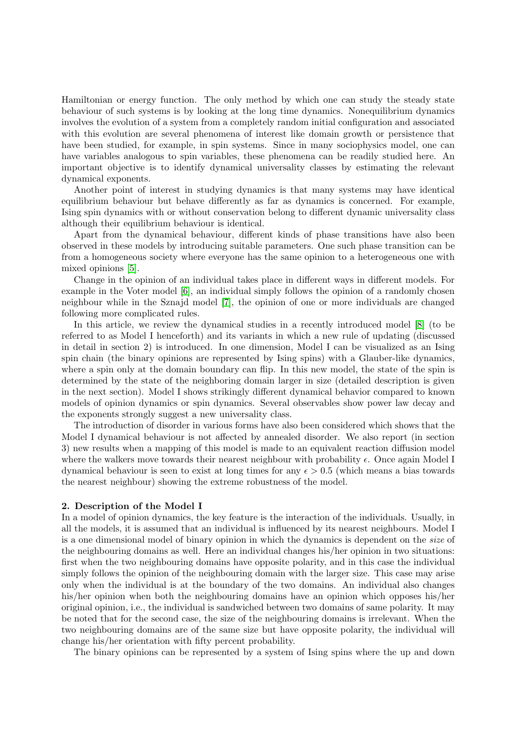Hamiltonian or energy function. The only method by which one can study the steady state behaviour of such systems is by looking at the long time dynamics. Nonequilibrium dynamics involves the evolution of a system from a completely random initial configuration and associated with this evolution are several phenomena of interest like domain growth or persistence that have been studied, for example, in spin systems. Since in many sociophysics model, one can have variables analogous to spin variables, these phenomena can be readily studied here. An important objective is to identify dynamical universality classes by estimating the relevant dynamical exponents.

Another point of interest in studying dynamics is that many systems may have identical equilibrium behaviour but behave differently as far as dynamics is concerned. For example, Ising spin dynamics with or without conservation belong to different dynamic universality class although their equilibrium behaviour is identical.

Apart from the dynamical behaviour, different kinds of phase transitions have also been observed in these models by introducing suitable parameters. One such phase transition can be from a homogeneous society where everyone has the same opinion to a heterogeneous one with mixed opinions [5].

Change in the opinion of an individual takes place in different ways in different models. For example in the Voter model [6], an individual simply follows the opinion of a randomly chosen neighbour while in the Sznajd model [7], the opinion of one or more individuals are changed following more complicated rules.

In this article, we review the dynamical studies in a recently introduced model [8] (to be referred to as Model I henceforth) and its variants in which a new rule of updating (discussed in detail in section 2) is introduced. In one dimension, Model I can be visualized as an Ising spin chain (the binary opinions are represented by Ising spins) with a Glauber-like dynamics, where a spin only at the domain boundary can flip. In this new model, the state of the spin is determined by the state of the neighboring domain larger in size (detailed description is given in the next section). Model I shows strikingly different dynamical behavior compared to known models of opinion dynamics or spin dynamics. Several observables show power law decay and the exponents strongly suggest a new universality class.

The introduction of disorder in various forms have also been considered which shows that the Model I dynamical behaviour is not affected by annealed disorder. We also report (in section 3) new results when a mapping of this model is made to an equivalent reaction diffusion model where the walkers move towards their nearest neighbour with probability $\epsilon$. Once again Model I dynamical behaviour is seen to exist at long times for any $\epsilon > 0.5$ (which means a bias towards the nearest neighbour) showing the extreme robustness of the model.

## 2. Description of the Model I

In a model of opinion dynamics, the key feature is the interaction of the individuals. Usually, in all the models, it is assumed that an individual is influenced by its nearest neighbours. Model I is a one dimensional model of binary opinion in which the dynamics is dependent on the *size* of the neighbouring domains as well. Here an individual changes his/her opinion in two situations: first when the two neighbouring domains have opposite polarity, and in this case the individual simply follows the opinion of the neighbouring domain with the larger size. This case may arise only when the individual is at the boundary of the two domains. An individual also changes his/her opinion when both the neighbouring domains have an opinion which opposes his/her original opinion, i.e., the individual is sandwiched between two domains of same polarity. It may be noted that for the second case, the size of the neighbouring domains is irrelevant. When the two neighbouring domains are of the same size but have opposite polarity, the individual will change his/her orientation with fifty percent probability.

The binary opinions can be represented by a system of Ising spins where the up and down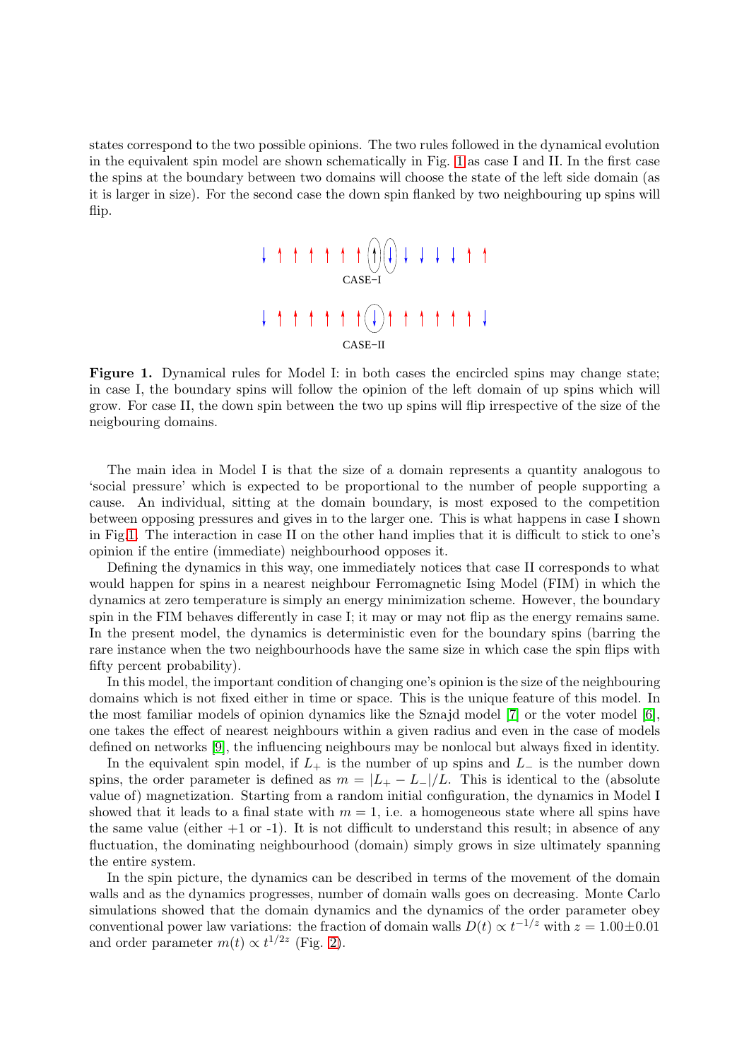states correspond to the two possible opinions. The two rules followed in the dynamical evolution in the equivalent spin model are shown schematically in Fig. 1 as case I and II. In the first case the spins at the boundary between two domains will choose the state of the left side domain (as it is larger in size). For the second case the down spin flanked by two neighbouring up spins will flip.

**Figure 1.** Dynamical rules for Model I: in both cases the encircled spins may change state; in case I, the boundary spins will follow the opinion of the left domain of up spins which will grow. For case II, the down spin between the two up spins will flip irrespective of the size of the neigbouring domains.

The main idea in Model I is that the size of a domain represents a quantity analogous to 'social pressure' which is expected to be proportional to the number of people supporting a cause. An individual, sitting at the domain boundary, is most exposed to the competition between opposing pressures and gives in to the larger one. This is what happens in case I shown in Fig.1. The interaction in case II on the other hand implies that it is difficult to stick to one's opinion if the entire (immediate) neighbourhood opposes it.

Defining the dynamics in this way, one immediately notices that case II corresponds to what would happen for spins in a nearest neighbour Ferromagnetic Ising Model (FIM) in which the dynamics at zero temperature is simply an energy minimization scheme. However, the boundary spin in the FIM behaves differently in case I; it may or may not flip as the energy remains same. In the present model, the dynamics is deterministic even for the boundary spins (barring the rare instance when the two neighbourhoods have the same size in which case the spin flips with fifty percent probability).

In this model, the important condition of changing one's opinion is the size of the neighbouring domains which is not fixed either in time or space. This is the unique feature of this model. In the most familiar models of opinion dynamics like the Sznajd model [7] or the voter model [6], one takes the effect of nearest neighbours within a given radius and even in the case of models defined on networks [9], the influencing neighbours may be nonlocal but always fixed in identity.

In the equivalent spin model, if $L_+$ is the number of up spins and $L_-$ is the number down spins, the order parameter is defined as $m = |L_+ - L_-|/L$. This is identical to the (absolute value of) magnetization. Starting from a random initial configuration, the dynamics in Model I showed that it leads to a final state with $m = 1$, i.e. a homogeneous state where all spins have the same value (either +1 or -1). It is not difficult to understand this result; in absence of any fluctuation, the dominating neighbourhood (domain) simply grows in size ultimately spanning the entire system.

In the spin picture, the dynamics can be described in terms of the movement of the domain walls and as the dynamics progresses, number of domain walls goes on decreasing. Monte Carlo simulations showed that the domain dynamics and the dynamics of the order parameter obey conventional power law variations: the fraction of domain walls $D(t) \propto t^{-1/z}$ with $z = 1.00 \pm 0.01$ and order parameter $m(t) \propto t^{1/2z}$ (Fig. 2).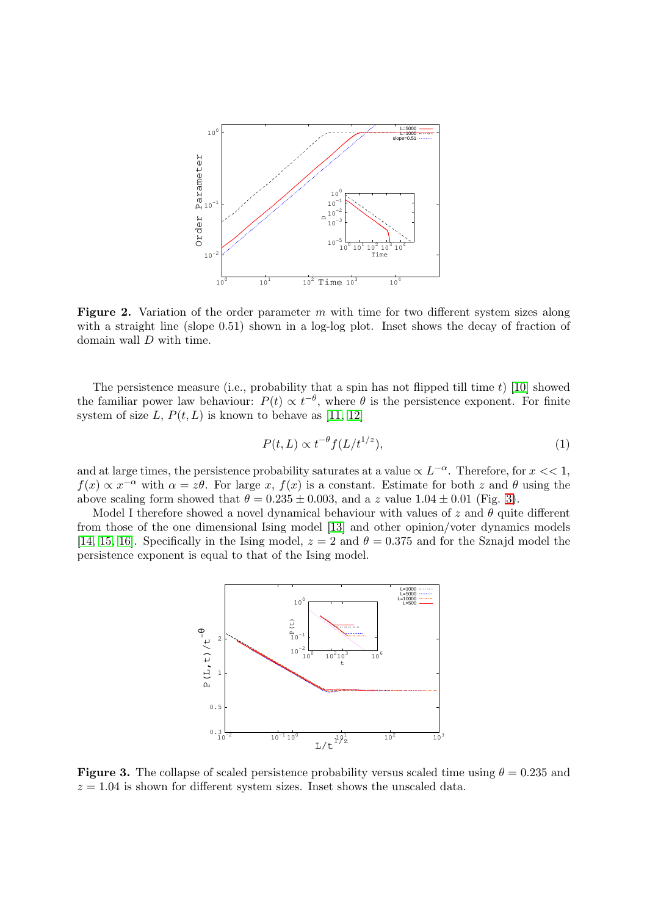**Figure 2.** Variation of the order parameter $m$ with time for two different system sizes along with a straight line (slope 0.51) shown in a log-log plot. Inset shows the decay of fraction of domain wall $D$ with time.

The persistence measure (i.e., probability that a spin has not flipped till time $t$) [10] showed the familiar power law behaviour: $P(t) \propto t^{-\theta}$, where $\theta$ is the persistence exponent. For finite system of size $L$, $P(t, L)$ is known to behave as [11, 12]

$$P(t, L) \propto t^{-\theta} f(L/t^{1/z}), \tag{1}$$

and at large times, the persistence probability saturates at a value $\propto L^{-\alpha}$. Therefore, for $x << 1$, $f(x) \propto x^{-\alpha}$ with $\alpha = z\theta$. For large $x$, $f(x)$ is a constant. Estimate for both $z$ and $\theta$ using the above scaling form showed that $\theta = 0.235 \pm 0.003$, and a $z$ value $1.04 \pm 0.01$ (Fig. 3).

Model I therefore showed a novel dynamical behaviour with values of $z$ and $\theta$ quite different from those of the one dimensional Ising model [13] and other opinion/voter dynamics models [14, 15, 16]. Specifically in the Ising model, $z = 2$ and $\theta = 0.375$ and for the Sznajd model the persistence exponent is equal to that of the Ising model.

**Figure 3.** The collapse of scaled persistence probability versus scaled time using $\theta = 0.235$ and $z = 1.04$ is shown for different system sizes. Inset shows the unscaled data.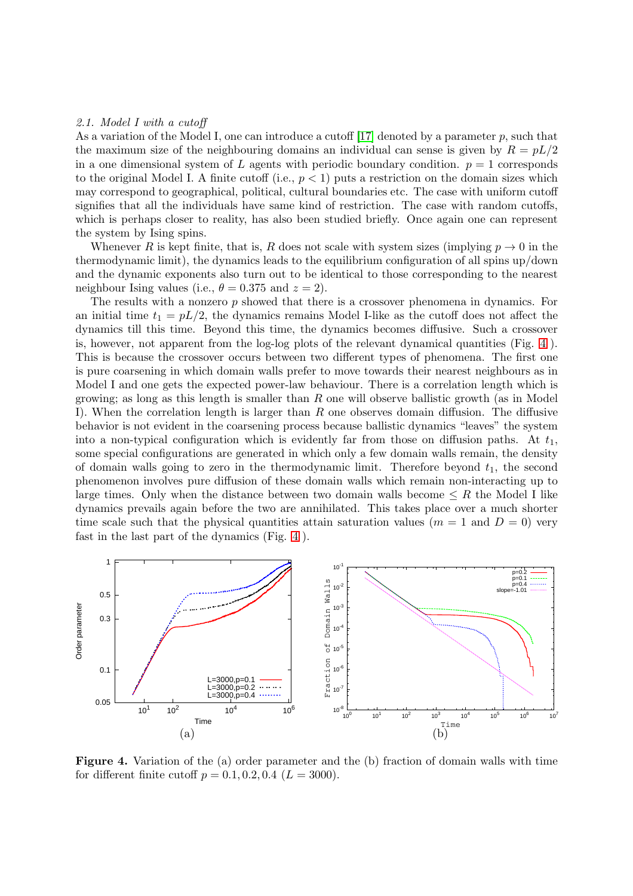### 2.1. Model I with a cutoff

As a variation of the Model I, one can introduce a cutoff [17] denoted by a parameter $p$, such that the maximum size of the neighbouring domains an individual can sense is given by $R = pL/2$ in a one dimensional system of $L$ agents with periodic boundary condition. $p = 1$ corresponds to the original Model I. A finite cutoff (i.e., $p < 1$) puts a restriction on the domain sizes which may correspond to geographical, political, cultural boundaries etc. The case with uniform cutoff signifies that all the individuals have same kind of restriction. The case with random cutoffs, which is perhaps closer to reality, has also been studied briefly. Once again one can represent the system by Ising spins.

Whenever $R$ is kept finite, that is, $R$ does not scale with system sizes (implying $p \to 0$ in the thermodynamic limit), the dynamics leads to the equilibrium configuration of all spins up/down and the dynamic exponents also turn out to be identical to those corresponding to the nearest neighbour Ising values (i.e., $\theta = 0.375$ and $z = 2$).

The results with a nonzero $p$ showed that there is a crossover phenomena in dynamics. For an initial time $t_1 = pL/2$, the dynamics remains Model I-like as the cutoff does not affect the dynamics till this time. Beyond this time, the dynamics becomes diffusive. Such a crossover is, however, not apparent from the log-log plots of the relevant dynamical quantities (Fig. 4 ). This is because the crossover occurs between two different types of phenomena. The first one is pure coarsening in which domain walls prefer to move towards their nearest neighbours as in Model I and one gets the expected power-law behaviour. There is a correlation length which is growing; as long as this length is smaller than $R$ one will observe ballistic growth (as in Model I). When the correlation length is larger than $R$ one observes domain diffusion. The diffusive behavior is not evident in the coarsening process because ballistic dynamics "leaves" the system into a non-typical configuration which is evidently far from those on diffusion paths. At $t_1$, some special configurations are generated in which only a few domain walls remain, the density of domain walls going to zero in the thermodynamic limit. Therefore beyond $t_1$, the second phenomenon involves pure diffusion of these domain walls which remain non-interacting up to large times. Only when the distance between two domain walls become $\leq R$ the Model I like dynamics prevails again before the two are annihilated. This takes place over a much shorter time scale such that the physical quantities attain saturation values ($m = 1$ and $D = 0$) very fast in the last part of the dynamics (Fig. 4 ).

**Figure 4.** Variation of the (a) order parameter and the (b) fraction of domain walls with time for different finite cutoff $p = 0.1, 0.2, 0.4$ ($L = 3000$).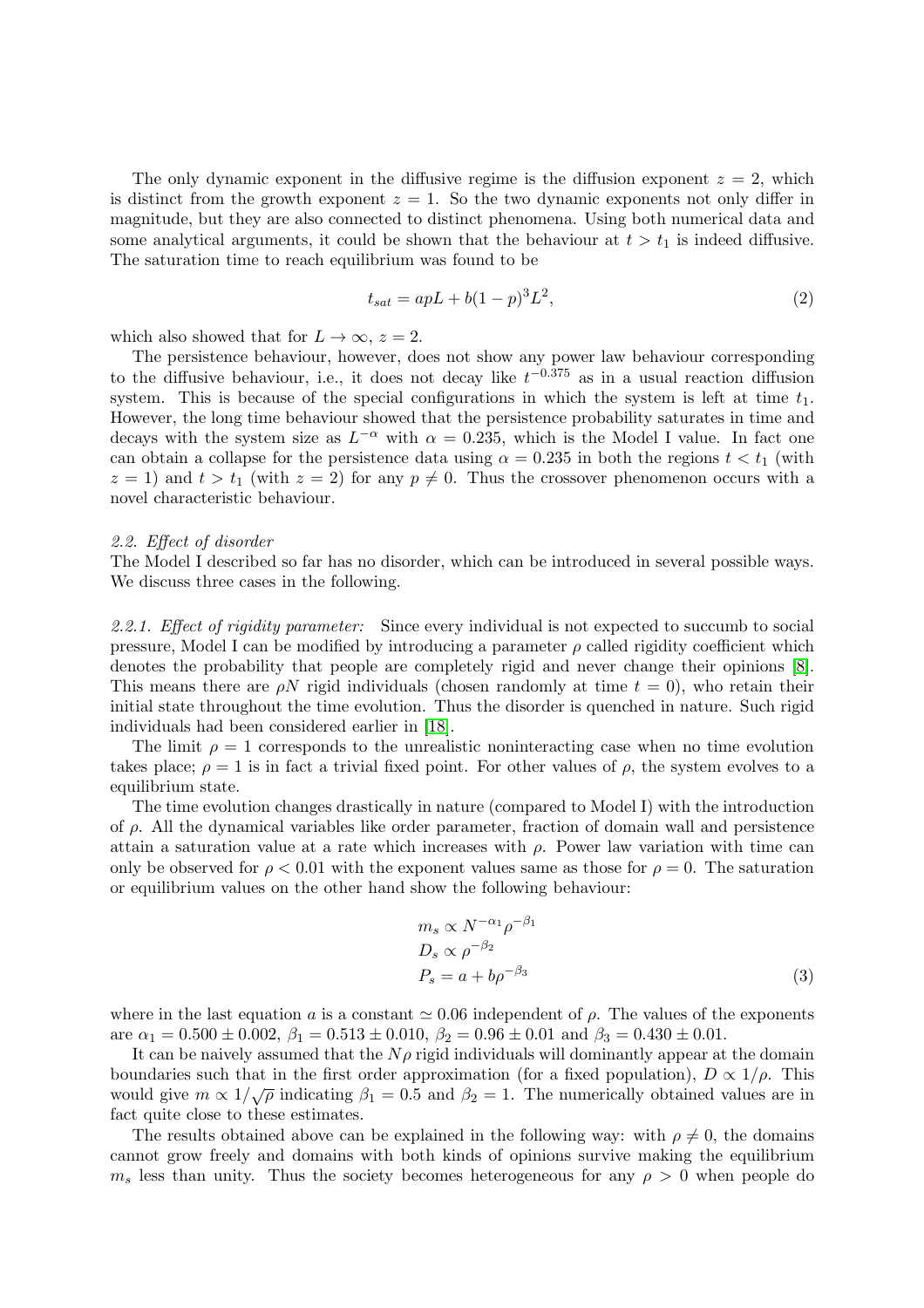The only dynamic exponent in the diffusive regime is the diffusion exponent $z = 2$, which is distinct from the growth exponent $z = 1$. So the two dynamic exponents not only differ in magnitude, but they are also connected to distinct phenomena. Using both numerical data and some analytical arguments, it could be shown that the behaviour at $t > t_1$ is indeed diffusive. The saturation time to reach equilibrium was found to be

$$t_{sat} = apL + b(1-p)^3 L^2, \tag{2}$$

which also showed that for $L \to \infty$, $z = 2$.

The persistence behaviour, however, does not show any power law behaviour corresponding to the diffusive behaviour, i.e., it does not decay like $t^{-0.375}$ as in a usual reaction diffusion system. This is because of the special configurations in which the system is left at time $t_1$. However, the long time behaviour showed that the persistence probability saturates in time and decays with the system size as $L^{-\alpha}$ with $\alpha = 0.235$, which is the Model I value. In fact one can obtain a collapse for the persistence data using $\alpha = 0.235$ in both the regions $t < t_1$ (with $z = 1$) and $t > t_1$ (with $z = 2$) for any $p \neq 0$. Thus the crossover phenomenon occurs with a novel characteristic behaviour.

*2.2. Effect of disorder*

The Model I described so far has no disorder, which can be introduced in several possible ways. We discuss three cases in the following.

*2.2.1. Effect of rigidity parameter:* Since every individual is not expected to succumb to social pressure, Model I can be modified by introducing a parameter $\rho$ called rigidity coefficient which denotes the probability that people are completely rigid and never change their opinions [8]. This means there are $\rho N$ rigid individuals (chosen randomly at time $t = 0$), who retain their initial state throughout the time evolution. Thus the disorder is quenched in nature. Such rigid individuals had been considered earlier in [18].

The limit $\rho = 1$ corresponds to the unrealistic noninteracting case when no time evolution takes place; $\rho = 1$ is in fact a trivial fixed point. For other values of $\rho$, the system evolves to a equilibrium state.

The time evolution changes drastically in nature (compared to Model I) with the introduction of $\rho$. All the dynamical variables like order parameter, fraction of domain wall and persistence attain a saturation value at a rate which increases with $\rho$. Power law variation with time can only be observed for $\rho < 0.01$ with the exponent values same as those for $\rho = 0$. The saturation or equilibrium values on the other hand show the following behaviour:

$$\begin{aligned}
m_s &\propto N^{-\alpha_1} \rho^{-\beta_1} \\
D_s &\propto \rho^{-\beta_2} \\
P_s &= a + b\rho^{-\beta_3}
\end{aligned} \tag{3}$$

where in the last equation $a$ is a constant $\simeq 0.06$ independent of $\rho$. The values of the exponents are $\alpha_1 = 0.500 \pm 0.002$, $\beta_1 = 0.513 \pm 0.010$, $\beta_2 = 0.96 \pm 0.01$ and $\beta_3 = 0.430 \pm 0.01$.

It can be naively assumed that the $N\rho$ rigid individuals will dominantly appear at the domain boundaries such that in the first order approximation (for a fixed population), $D \propto 1/\rho$. This would give $m \propto 1/\sqrt{\rho}$ indicating $\beta_1 = 0.5$ and $\beta_2 = 1$. The numerically obtained values are in fact quite close to these estimates.

The results obtained above can be explained in the following way: with $\rho \neq 0$, the domains cannot grow freely and domains with both kinds of opinions survive making the equilibrium $m_s$ less than unity. Thus the society becomes heterogeneous for any $\rho > 0$ when people do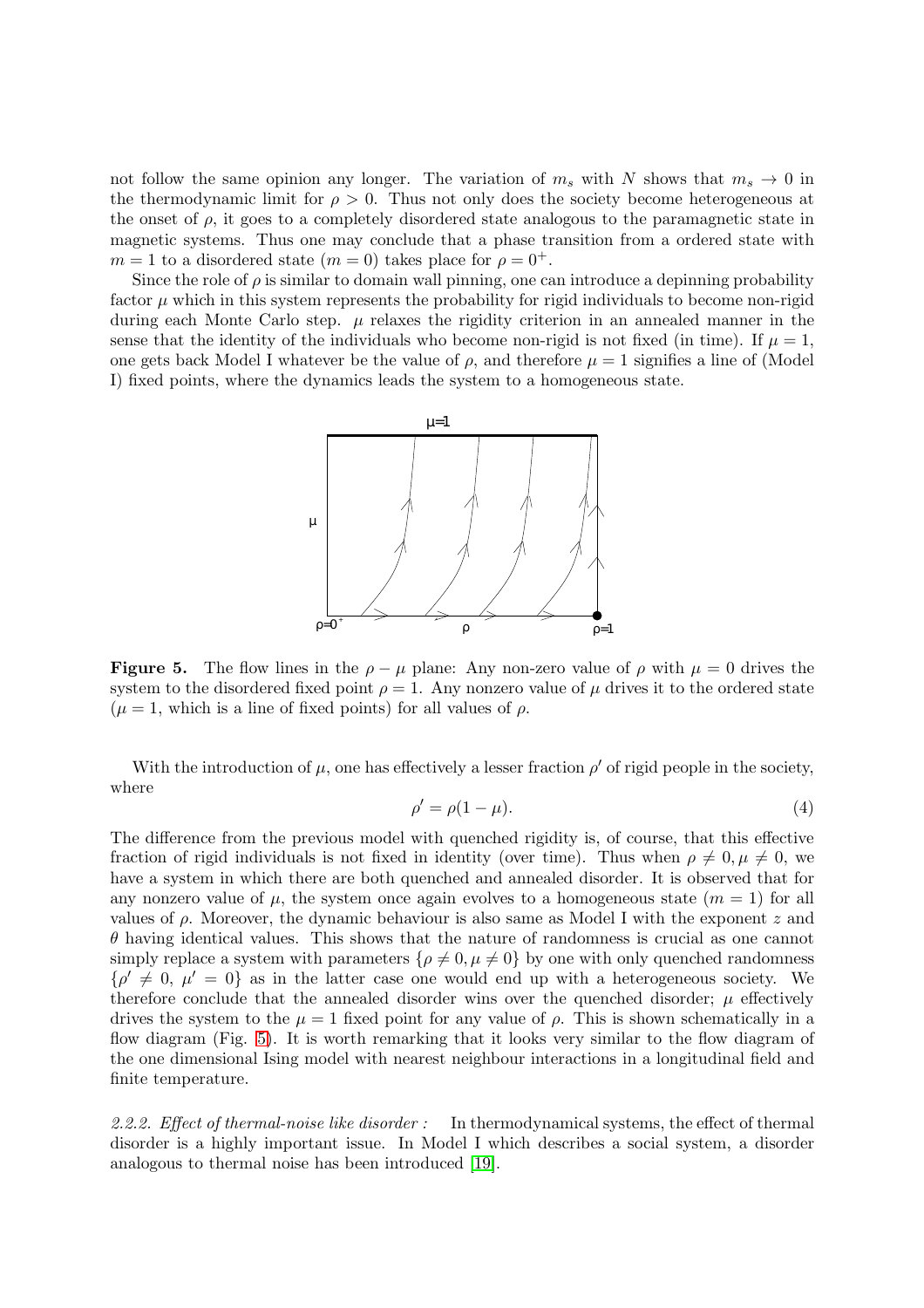not follow the same opinion any longer. The variation of $m_s$ with $N$ shows that $m_s \to 0$ in the thermodynamic limit for $\rho > 0$. Thus not only does the society become heterogeneous at the onset of $\rho$, it goes to a completely disordered state analogous to the paramagnetic state in magnetic systems. Thus one may conclude that a phase transition from a ordered state with $m = 1$ to a disordered state ($m = 0$) takes place for $\rho = 0^+$.

Since the role of $\rho$ is similar to domain wall pinning, one can introduce a depinning probability factor $\mu$ which in this system represents the probability for rigid individuals to become non-rigid during each Monte Carlo step. $\mu$ relaxes the rigidity criterion in an annealed manner in the sense that the identity of the individuals who become non-rigid is not fixed (in time). If $\mu = 1$, one gets back Model I whatever be the value of $\rho$, and therefore $\mu = 1$ signifies a line of (Model I) fixed points, where the dynamics leads the system to a homogeneous state.

**Figure 5.** The flow lines in the $\rho - \mu$ plane: Any non-zero value of $\rho$ with $\mu = 0$ drives the system to the disordered fixed point $\rho = 1$. Any nonzero value of $\mu$ drives it to the ordered state ($\mu = 1$, which is a line of fixed points) for all values of $\rho$.

With the introduction of $\mu$, one has effectively a lesser fraction $\rho'$ of rigid people in the society, where

$$\rho' = \rho(1 - \mu). \tag{4}$$

The difference from the previous model with quenched rigidity is, of course, that this effective fraction of rigid individuals is not fixed in identity (over time). Thus when $\rho \neq 0, \mu \neq 0$, we have a system in which there are both quenched and annealed disorder. It is observed that for any nonzero value of $\mu$, the system once again evolves to a homogeneous state ($m = 1$) for all values of $\rho$. Moreover, the dynamic behaviour is also same as Model I with the exponent $z$ and $\theta$ having identical values. This shows that the nature of randomness is crucial as one cannot simply replace a system with parameters $\{\rho \neq 0, \mu \neq 0\}$ by one with only quenched randomness $\{\rho' \neq 0,\ \mu' = 0\}$ as in the latter case one would end up with a heterogeneous society. We therefore conclude that the annealed disorder wins over the quenched disorder; $\mu$ effectively drives the system to the $\mu = 1$ fixed point for any value of $\rho$. This is shown schematically in a flow diagram (Fig. 5). It is worth remarking that it looks very similar to the flow diagram of the one dimensional Ising model with nearest neighbour interactions in a longitudinal field and finite temperature.

*2.2.2. Effect of thermal-noise like disorder :* In thermodynamical systems, the effect of thermal disorder is a highly important issue. In Model I which describes a social system, a disorder analogous to thermal noise has been introduced [19].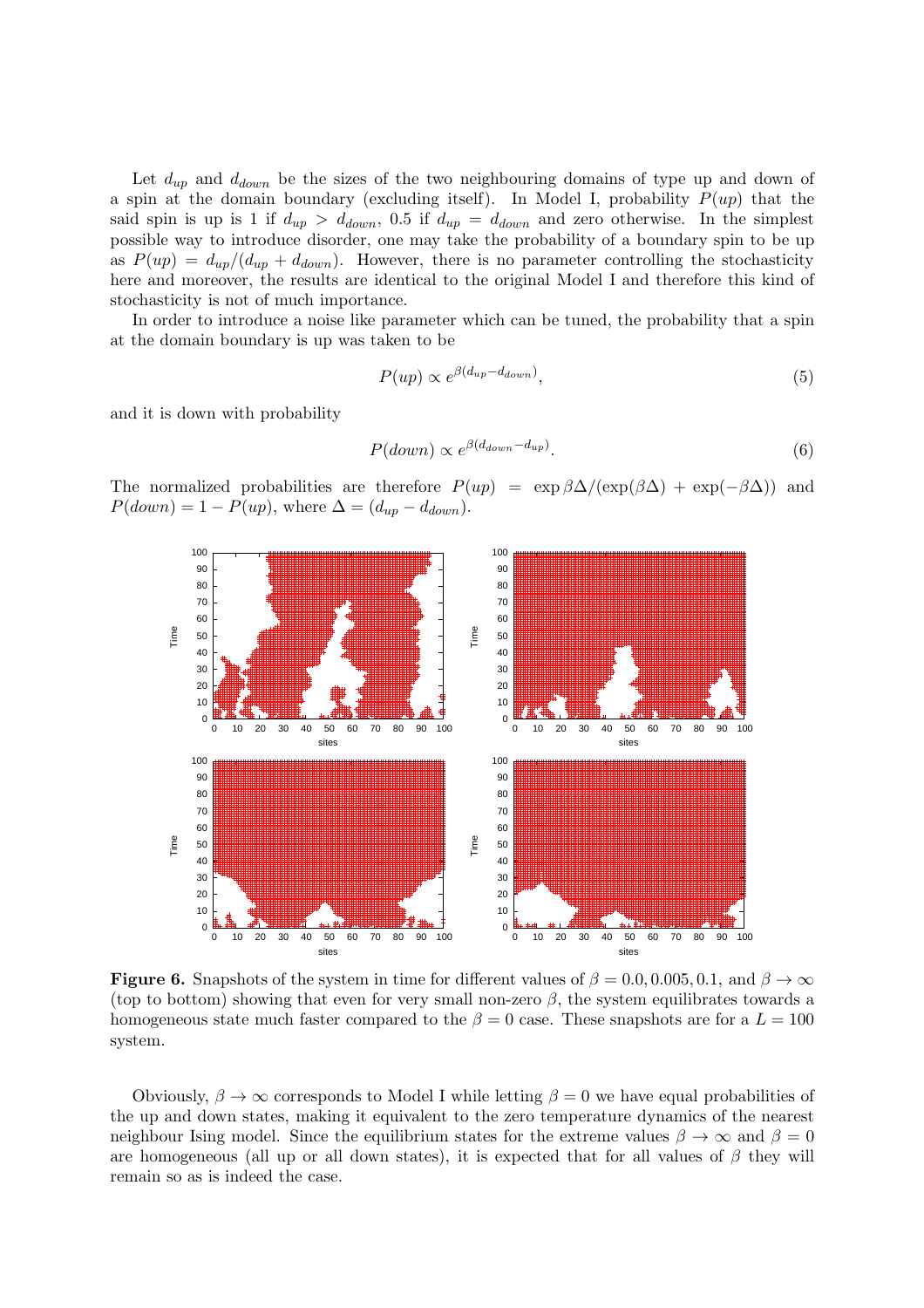Let $d_{up}$ and $d_{down}$ be the sizes of the two neighbouring domains of type up and down of a spin at the domain boundary (excluding itself). In Model I, probability $P(up)$ that the said spin is up is 1 if $d_{up} > d_{down}$, 0.5 if $d_{up} = d_{down}$ and zero otherwise. In the simplest possible way to introduce disorder, one may take the probability of a boundary spin to be up as $P(up) = d_{up}/(d_{up} + d_{down})$. However, there is no parameter controlling the stochasticity here and moreover, the results are identical to the original Model I and therefore this kind of stochasticity is not of much importance.

In order to introduce a noise like parameter which can be tuned, the probability that a spin at the domain boundary is up was taken to be

$$P(up) \propto e^{\beta(d_{up} - d_{down})}, \tag{5}$$

and it is down with probability

$$P(down) \propto e^{\beta(d_{down} - d_{up})}. \tag{6}$$

The normalized probabilities are therefore $P(up) = \exp\beta\Delta/(\exp(\beta\Delta) + \exp(-\beta\Delta))$ and $P(down) = 1 - P(up)$, where $\Delta = (d_{up} - d_{down})$.

**Figure 6.** Snapshots of the system in time for different values of $\beta = 0.0, 0.005, 0.1$, and $\beta \to \infty$ (top to bottom) showing that even for very small non-zero $\beta$, the system equilibrates towards a homogeneous state much faster compared to the $\beta = 0$ case. These snapshots are for a $L = 100$ system.

Obviously, $\beta \to \infty$ corresponds to Model I while letting $\beta = 0$ we have equal probabilities of the up and down states, making it equivalent to the zero temperature dynamics of the nearest neighbour Ising model. Since the equilibrium states for the extreme values $\beta \to \infty$ and $\beta = 0$ are homogeneous (all up or all down states), it is expected that for all values of $\beta$ they will remain so as is indeed the case.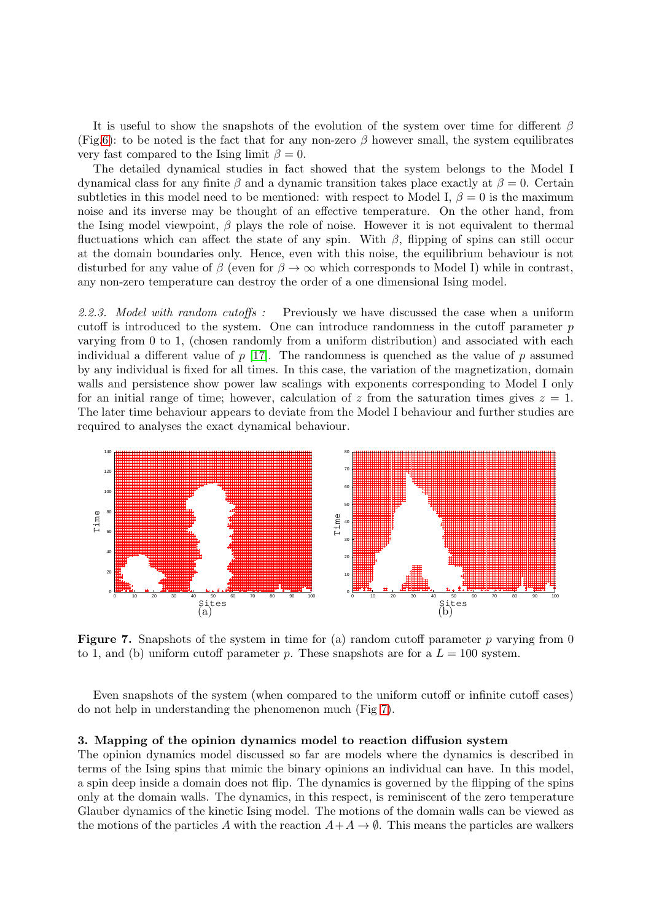It is useful to show the snapshots of the evolution of the system over time for different $\beta$ (Fig 6): to be noted is the fact that for any non-zero $\beta$ however small, the system equilibrates very fast compared to the Ising limit $\beta = 0$.

The detailed dynamical studies in fact showed that the system belongs to the Model I dynamical class for any finite $\beta$ and a dynamic transition takes place exactly at $\beta = 0$. Certain subtleties in this model need to be mentioned: with respect to Model I, $\beta = 0$ is the maximum noise and its inverse may be thought of an effective temperature. On the other hand, from the Ising model viewpoint, $\beta$ plays the role of noise. However it is not equivalent to thermal fluctuations which can affect the state of any spin. With $\beta$, flipping of spins can still occur at the domain boundaries only. Hence, even with this noise, the equilibrium behaviour is not disturbed for any value of $\beta$ (even for $\beta \to \infty$ which corresponds to Model I) while in contrast, any non-zero temperature can destroy the order of a one dimensional Ising model.

*2.2.3. Model with random cutoffs :* Previously we have discussed the case when a uniform cutoff is introduced to the system. One can introduce randomness in the cutoff parameter $p$ varying from 0 to 1, (chosen randomly from a uniform distribution) and associated with each individual a different value of $p$ [17]. The randomness is quenched as the value of $p$ assumed by any individual is fixed for all times. In this case, the variation of the magnetization, domain walls and persistence show power law scalings with exponents corresponding to Model I only for an initial range of time; however, calculation of $z$ from the saturation times gives $z = 1$. The later time behaviour appears to deviate from the Model I behaviour and further studies are required to analyses the exact dynamical behaviour.

**Figure 7.** Snapshots of the system in time for (a) random cutoff parameter $p$ varying from 0 to 1, and (b) uniform cutoff parameter $p$. These snapshots are for a $L = 100$ system.

Even snapshots of the system (when compared to the uniform cutoff or infinite cutoff cases) do not help in understanding the phenomenon much (Fig 7).

### 3. Mapping of the opinion dynamics model to reaction diffusion system

The opinion dynamics model discussed so far are models where the dynamics is described in terms of the Ising spins that mimic the binary opinions an individual can have. In this model, a spin deep inside a domain does not flip. The dynamics is governed by the flipping of the spins only at the domain walls. The dynamics, in this respect, is reminiscent of the zero temperature Glauber dynamics of the kinetic Ising model. The motions of the domain walls can be viewed as the motions of the particles $A$ with the reaction $A + A \to \emptyset$. This means the particles are walkers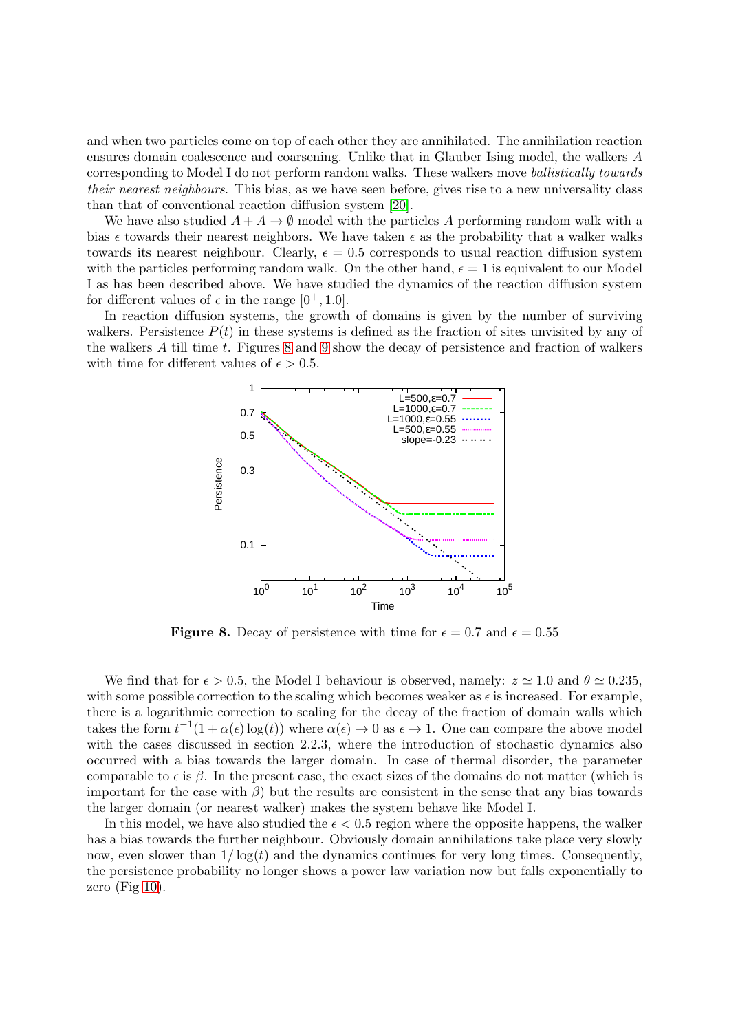and when two particles come on top of each other they are annihilated. The annihilation reaction ensures domain coalescence and coarsening. Unlike that in Glauber Ising model, the walkers $A$ corresponding to Model I do not perform random walks. These walkers move *ballistically towards their nearest neighbours*. This bias, as we have seen before, gives rise to a new universality class than that of conventional reaction diffusion system [20].

We have also studied $A + A \rightarrow \emptyset$ model with the particles $A$ performing random walk with a bias $\epsilon$ towards their nearest neighbors. We have taken $\epsilon$ as the probability that a walker walks towards its nearest neighbour. Clearly, $\epsilon = 0.5$ corresponds to usual reaction diffusion system with the particles performing random walk. On the other hand, $\epsilon = 1$ is equivalent to our Model I as has been described above. We have studied the dynamics of the reaction diffusion system for different values of $\epsilon$ in the range $[0^+, 1.0]$.

In reaction diffusion systems, the growth of domains is given by the number of surviving walkers. Persistence $P(t)$ in these systems is defined as the fraction of sites unvisited by any of the walkers $A$ till time $t$. Figures 8 and 9 show the decay of persistence and fraction of walkers with time for different values of $\epsilon > 0.5$.

**Figure 8.** Decay of persistence with time for $\epsilon = 0.7$ and $\epsilon = 0.55$

We find that for $\epsilon > 0.5$, the Model I behaviour is observed, namely: $z \simeq 1.0$ and $\theta \simeq 0.235$, with some possible correction to the scaling which becomes weaker as $\epsilon$ is increased. For example, there is a logarithmic correction to scaling for the decay of the fraction of domain walls which takes the form $t^{-1}(1 + \alpha(\epsilon)\log(t))$ where $\alpha(\epsilon) \rightarrow 0$ as $\epsilon \rightarrow 1$. One can compare the above model with the cases discussed in section 2.2.3, where the introduction of stochastic dynamics also occurred with a bias towards the larger domain. In case of thermal disorder, the parameter comparable to $\epsilon$ is $\beta$. In the present case, the exact sizes of the domains do not matter (which is important for the case with $\beta$) but the results are consistent in the sense that any bias towards the larger domain (or nearest walker) makes the system behave like Model I.

In this model, we have also studied the $\epsilon < 0.5$ region where the opposite happens, the walker has a bias towards the further neighbour. Obviously domain annihilations take place very slowly now, even slower than $1/\log(t)$ and the dynamics continues for very long times. Consequently, the persistence probability no longer shows a power law variation now but falls exponentially to zero (Fig 10).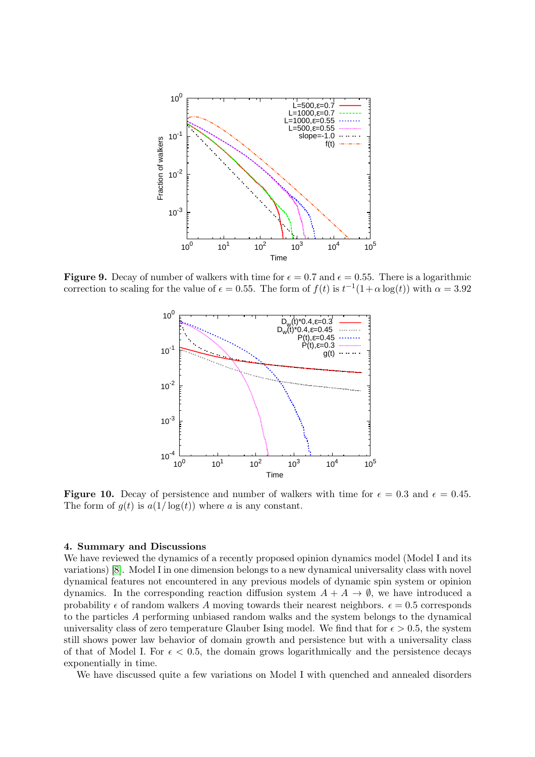**Figure 9.** Decay of number of walkers with time for $\epsilon = 0.7$ and $\epsilon = 0.55$. There is a logarithmic correction to scaling for the value of $\epsilon = 0.55$. The form of $f(t)$ is $t^{-1}(1+\alpha \log(t))$ with $\alpha = 3.92$

**Figure 10.** Decay of persistence and number of walkers with time for $\epsilon = 0.3$ and $\epsilon = 0.45$. The form of $g(t)$ is $a(1/\log(t))$ where $a$ is any constant.

### 4. Summary and Discussions

We have reviewed the dynamics of a recently proposed opinion dynamics model (Model I and its variations) [8]. Model I in one dimension belongs to a new dynamical universality class with novel dynamical features not encountered in any previous models of dynamic spin system or opinion dynamics. In the corresponding reaction diffusion system $A + A \rightarrow \emptyset$, we have introduced a probability $\epsilon$ of random walkers $A$ moving towards their nearest neighbors. $\epsilon = 0.5$ corresponds to the particles $A$ performing unbiased random walks and the system belongs to the dynamical universality class of zero temperature Glauber Ising model. We find that for $\epsilon > 0.5$, the system still shows power law behavior of domain growth and persistence but with a universality class of that of Model I. For $\epsilon < 0.5$, the domain grows logarithmically and the persistence decays exponentially in time.

We have discussed quite a few variations on Model I with quenched and annealed disorders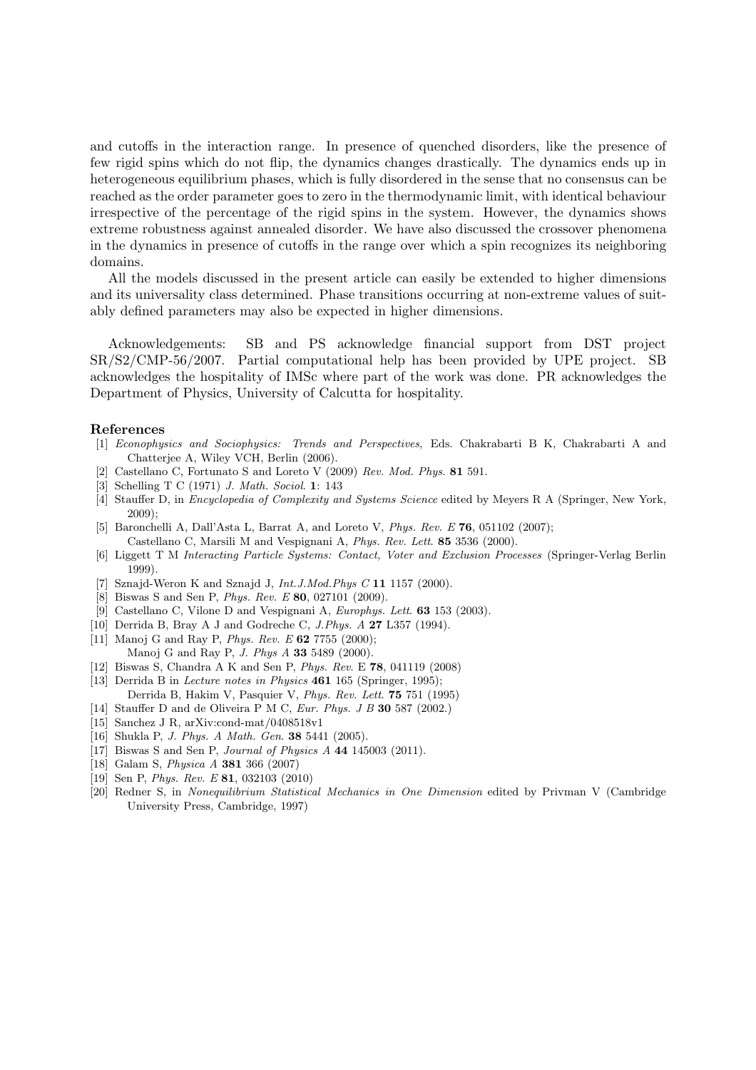and cutoffs in the interaction range. In presence of quenched disorders, like the presence of few rigid spins which do not flip, the dynamics changes drastically. The dynamics ends up in heterogeneous equilibrium phases, which is fully disordered in the sense that no consensus can be reached as the order parameter goes to zero in the thermodynamic limit, with identical behaviour irrespective of the percentage of the rigid spins in the system. However, the dynamics shows extreme robustness against annealed disorder. We have also discussed the crossover phenomena in the dynamics in presence of cutoffs in the range over which a spin recognizes its neighboring domains.

All the models discussed in the present article can easily be extended to higher dimensions and its universality class determined. Phase transitions occurring at non-extreme values of suitably defined parameters may also be expected in higher dimensions.

Acknowledgements: SB and PS acknowledge financial support from DST project SR/S2/CMP-56/2007. Partial computational help has been provided by UPE project. SB acknowledges the hospitality of IMSc where part of the work was done. PR acknowledges the Department of Physics, University of Calcutta for hospitality.

## References

[1] *Econophysics and Sociophysics: Trends and Perspectives*, Eds. Chakrabarti B K, Chakrabarti A and Chatterjee A, Wiley VCH, Berlin (2006).

[2] Castellano C, Fortunato S and Loreto V (2009) *Rev. Mod. Phys.* **81** 591.

[3] Schelling T C (1971) *J. Math. Sociol.* **1**: 143

[4] Stauffer D, in *Encyclopedia of Complexity and Systems Science* edited by Meyers R A (Springer, New York, 2009);

[5] Baronchelli A, Dall'Asta L, Barrat A, and Loreto V, *Phys. Rev. E* **76**, 051102 (2007);
Castellano C, Marsili M and Vespignani A, *Phys. Rev. Lett.* **85** 3536 (2000).

[6] Liggett T M *Interacting Particle Systems: Contact, Voter and Exclusion Processes* (Springer-Verlag Berlin 1999).

[7] Sznajd-Weron K and Sznajd J, *Int.J.Mod.Phys C* **11** 1157 (2000).

[8] Biswas S and Sen P, *Phys. Rev. E* **80**, 027101 (2009).

[9] Castellano C, Vilone D and Vespignani A, *Europhys. Lett.* **63** 153 (2003).

[10] Derrida B, Bray A J and Godreche C, *J.Phys. A* **27** L357 (1994).

[11] Manoj G and Ray P, *Phys. Rev. E* **62** 7755 (2000);
Manoj G and Ray P, *J. Phys A* **33** 5489 (2000).

[12] Biswas S, Chandra A K and Sen P, *Phys. Rev.* E **78**, 041119 (2008)

[13] Derrida B in *Lecture notes in Physics* **461** 165 (Springer, 1995);
Derrida B, Hakim V, Pasquier V, *Phys. Rev. Lett.* **75** 751 (1995)

[14] Stauffer D and de Oliveira P M C, *Eur. Phys. J B* **30** 587 (2002.)

[15] Sanchez J R, arXiv:cond-mat/0408518v1

[16] Shukla P, *J. Phys. A Math. Gen.* **38** 5441 (2005).

[17] Biswas S and Sen P, *Journal of Physics A* **44** 145003 (2011).

[18] Galam S, *Physica A* **381** 366 (2007)

[19] Sen P, *Phys. Rev. E* **81**, 032103 (2010)

[20] Redner S, in *Nonequilibrium Statistical Mechanics in One Dimension* edited by Privman V (Cambridge University Press, Cambridge, 1997)